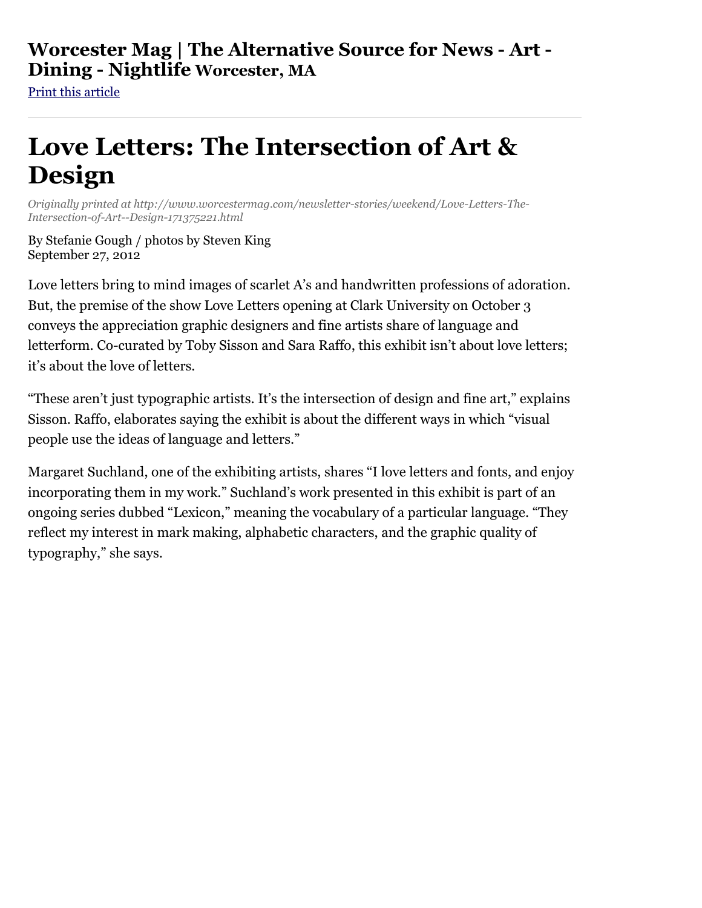# Worcester Mag | The Alternative Source for News - Art - Dining - Nightlife Worcester, MA

Print this article

---

# Love Letters: The Intersection of Art & Design

*Originally printed at http://www.worcestermag.com/newsletter-stories/weekend/Love-Letters-The-Intersection-of-Art--Design-171375221.html*

By Stefanie Gough / photos by Steven King
September 27, 2012

Love letters bring to mind images of scarlet A's and handwritten professions of adoration. But, the premise of the show Love Letters opening at Clark University on October 3 conveys the appreciation graphic designers and fine artists share of language and letterform. Co-curated by Toby Sisson and Sara Raffo, this exhibit isn't about love letters; it's about the love of letters.

"These aren't just typographic artists. It's the intersection of design and fine art," explains Sisson. Raffo, elaborates saying the exhibit is about the different ways in which "visual people use the ideas of language and letters."

Margaret Suchland, one of the exhibiting artists, shares "I love letters and fonts, and enjoy incorporating them in my work." Suchland's work presented in this exhibit is part of an ongoing series dubbed "Lexicon," meaning the vocabulary of a particular language. "They reflect my interest in mark making, alphabetic characters, and the graphic quality of typography," she says.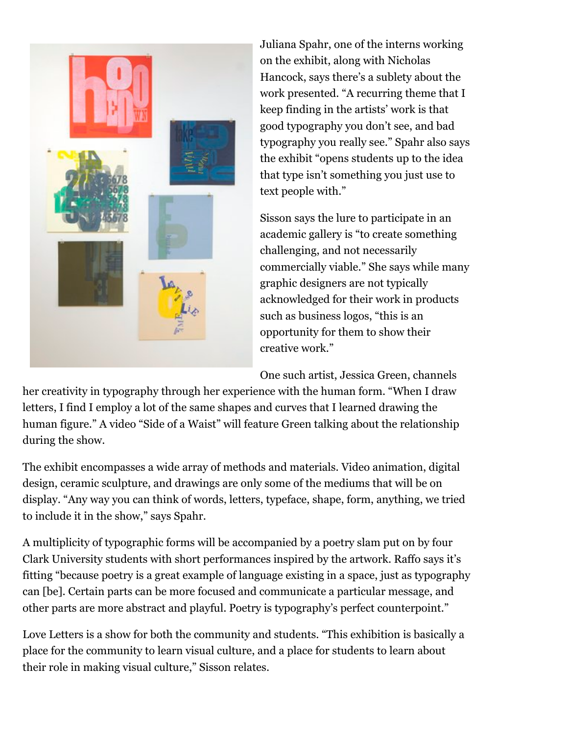Juliana Spahr, one of the interns working on the exhibit, along with Nicholas Hancock, says there's a sublety about the work presented. "A recurring theme that I keep finding in the artists' work is that good typography you don't see, and bad typography you really see." Spahr also says the exhibit "opens students up to the idea that type isn't something you just use to text people with."

Sisson says the lure to participate in an academic gallery is "to create something challenging, and not necessarily commercially viable." She says while many graphic designers are not typically acknowledged for their work in products such as business logos, "this is an opportunity for them to show their creative work."

One such artist, Jessica Green, channels her creativity in typography through her experience with the human form. "When I draw letters, I find I employ a lot of the same shapes and curves that I learned drawing the human figure." A video "Side of a Waist" will feature Green talking about the relationship during the show.

The exhibit encompasses a wide array of methods and materials. Video animation, digital design, ceramic sculpture, and drawings are only some of the mediums that will be on display. "Any way you can think of words, letters, typeface, shape, form, anything, we tried to include it in the show," says Spahr.

A multiplicity of typographic forms will be accompanied by a poetry slam put on by four Clark University students with short performances inspired by the artwork. Raffo says it's fitting "because poetry is a great example of language existing in a space, just as typography can [be]. Certain parts can be more focused and communicate a particular message, and other parts are more abstract and playful. Poetry is typography's perfect counterpoint."

Love Letters is a show for both the community and students. "This exhibition is basically a place for the community to learn visual culture, and a place for students to learn about their role in making visual culture," Sisson relates.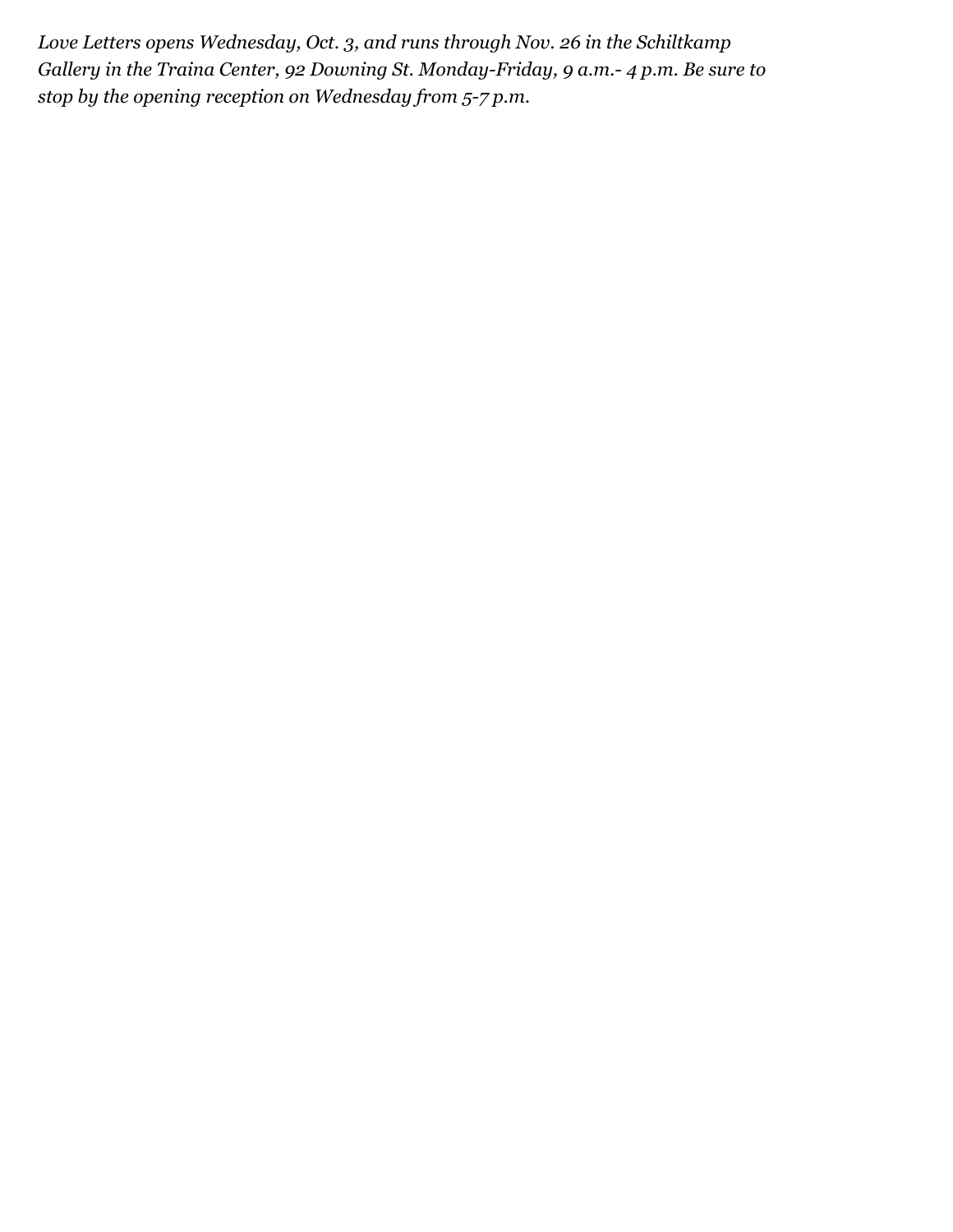*Love Letters opens Wednesday, Oct. 3, and runs through Nov. 26 in the Schiltkamp Gallery in the Traina Center, 92 Downing St. Monday-Friday, 9 a.m.- 4 p.m. Be sure to stop by the opening reception on Wednesday from 5-7 p.m.*